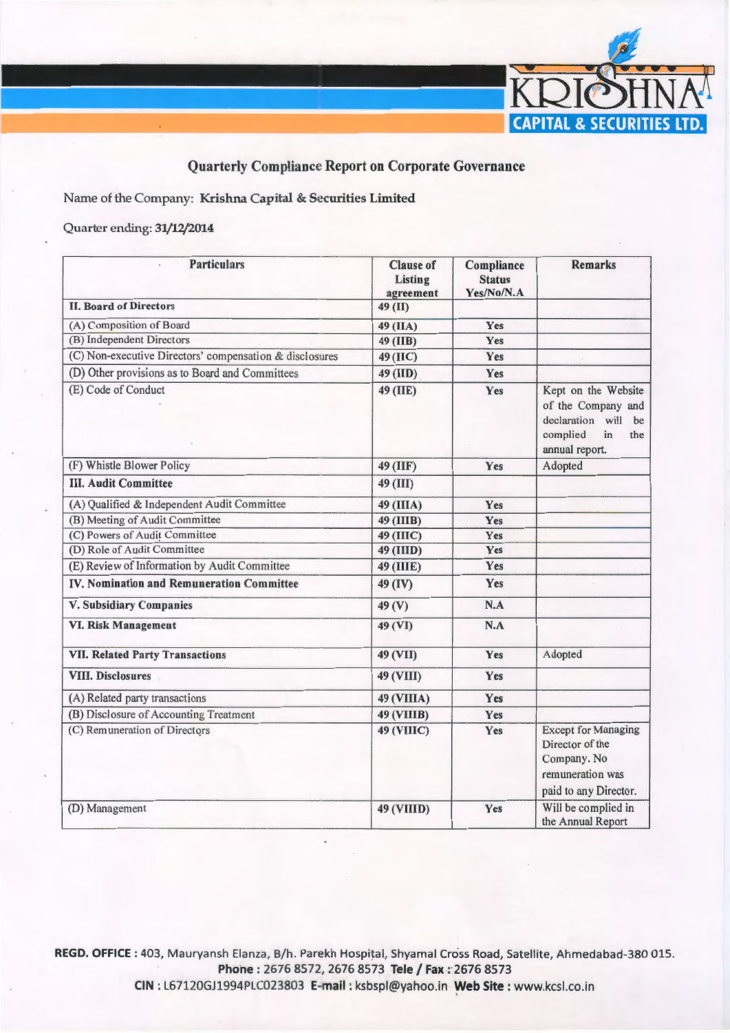# Quarterly Compliance Report on Corporate Governance

Name of the Company: **Krishna Capital & Securities Limited**

Quarter ending: **31/12/2014**

| Particulars | Clause of Listing agreement | Compliance Status Yes/No/N.A | Remarks |
|---|---|---|---|
| **II. Board of Directors** | 49 (II) | | |
| (A) Composition of Board | 49 (IIA) | Yes | |
| (B) Independent Directors | 49 (IIB) | Yes | |
| (C) Non-executive Directors' compensation & disclosures | 49 (IIC) | Yes | |
| (D) Other provisions as to Board and Committees | 49 (IID) | Yes | |
| (E) Code of Conduct | 49 (IIE) | Yes | Kept on the Website of the Company and declaration will be complied in the annual report. |
| (F) Whistle Blower Policy | 49 (IIF) | Yes | Adopted |
| **III. Audit Committee** | 49 (III) | | |
| (A) Qualified & Independent Audit Committee | 49 (IIIA) | Yes | |
| (B) Meeting of Audit Committee | 49 (IIIB) | Yes | |
| (C) Powers of Audit Committee | 49 (IIIC) | Yes | |
| (D) Role of Audit Committee | 49 (IIID) | Yes | |
| (E) Review of Information by Audit Committee | 49 (IIIE) | Yes | |
| **IV. Nomination and Remuneration Committee** | 49 (IV) | Yes | |
| **V. Subsidiary Companies** | 49 (V) | N.A | |
| **VI. Risk Management** | 49 (VI) | N.A | |
| **VII. Related Party Transactions** | 49 (VII) | Yes | Adopted |
| **VIII. Disclosures** | 49 (VIII) | Yes | |
| (A) Related party transactions | 49 (VIIIA) | Yes | |
| (B) Disclosure of Accounting Treatment | 49 (VIIIB) | Yes | |
| (C) Remuneration of Directors | 49 (VIIIC) | Yes | Except for Managing Director of the Company. No remuneration was paid to any Director. |
| (D) Management | 49 (VIIID) | Yes | Will be complied in the Annual Report |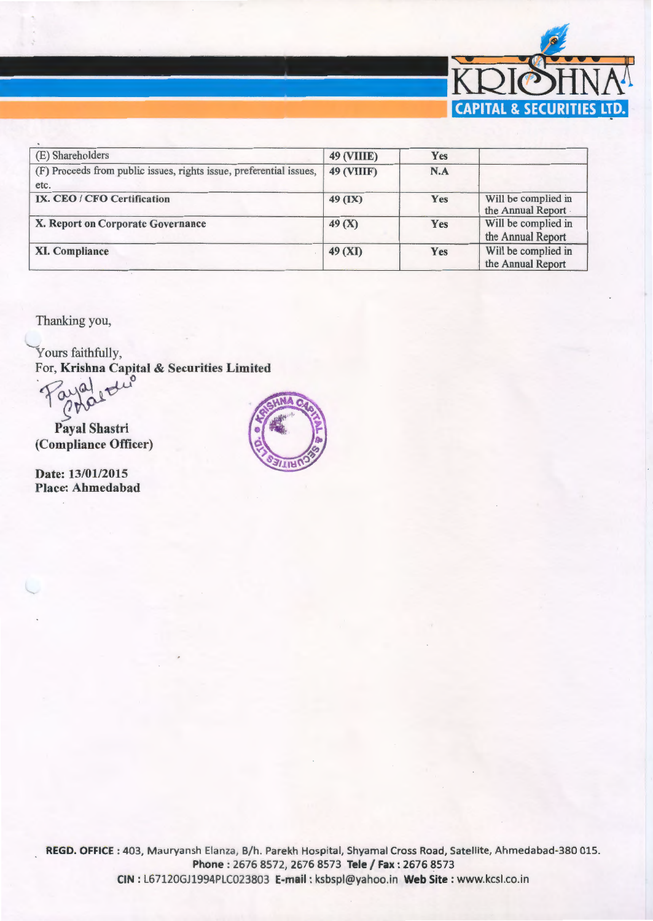| | | | |
|---|---|---|---|
| (E) Shareholders | 49 (VIIIE) | Yes | |
| (F) Proceeds from public issues, rights issue, preferential issues, etc. | 49 (VIIIF) | N.A | |
| **IX. CEO / CFO Certification** | 49 (IX) | Yes | Will be complied in the Annual Report |
| **X. Report on Corporate Governance** | 49 (X) | Yes | Will be complied in the Annual Report |
| **XI. Compliance** | 49 (XI) | Yes | Will be complied in the Annual Report |

Thanking you,

Yours faithfully,
For, **Krishna Capital & Securities Limited**

**Payal Shastri**
**(Compliance Officer)**

**Date: 13/01/2015**
**Place: Ahmedabad**

**REGD. OFFICE :** 403, Mauryansh Elanza, B/h. Parekh Hospital, Shyamal Cross Road, Satellite, Ahmedabad-380 015.
**Phone :** 2676 8572, 2676 8573 **Tele / Fax :** 2676 8573
**CIN :** L67120GJ1994PLC023803 **E-mail :** ksbspl@yahoo.in **Web Site :** www.kcsl.co.in